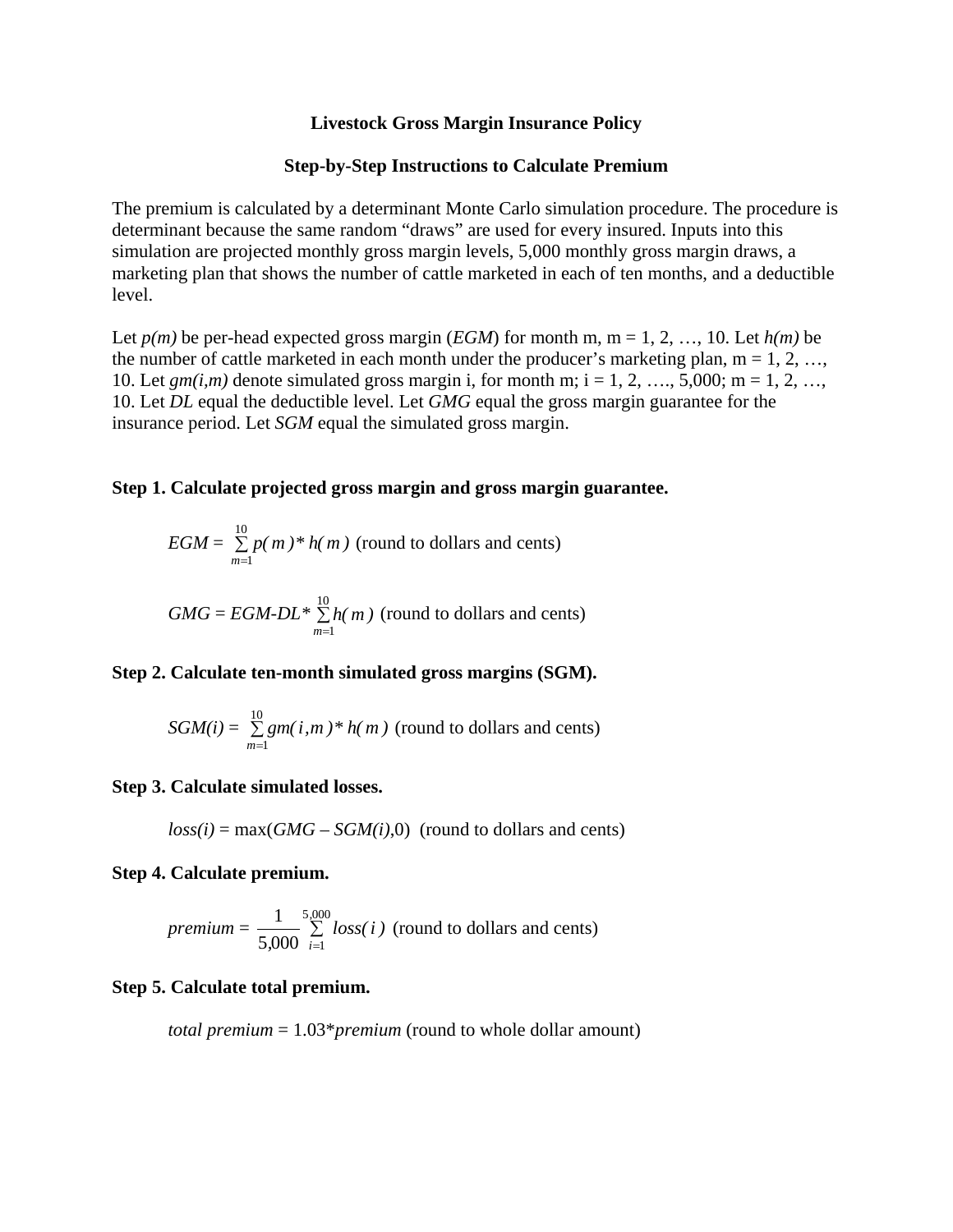# Livestock Gross Margin Insurance Policy

## Step-by-Step Instructions to Calculate Premium

The premium is calculated by a determinant Monte Carlo simulation procedure. The procedure is determinant because the same random "draws" are used for every insured. Inputs into this simulation are projected monthly gross margin levels, 5,000 monthly gross margin draws, a marketing plan that shows the number of cattle marketed in each of ten months, and a deductible level.

Let $p(m)$ be per-head expected gross margin (*EGM*) for month m, m = 1, 2, …, 10. Let $h(m)$ be the number of cattle marketed in each month under the producer's marketing plan, m = 1, 2, …, 10. Let $gm(i,m)$ denote simulated gross margin i, for month m; i = 1, 2, …., 5,000; m = 1, 2, …, 10. Let *DL* equal the deductible level. Let *GMG* equal the gross margin guarantee for the insurance period. Let *SGM* equal the simulated gross margin.

**Step 1. Calculate projected gross margin and gross margin guarantee.**

$$EGM = \sum_{m=1}^{10} p(m) * h(m) \text{ (round to dollars and cents)}$$

$$GMG = EGM - DL * \sum_{m=1}^{10} h(m) \text{ (round to dollars and cents)}$$

**Step 2. Calculate ten-month simulated gross margins (SGM).**

$$SGM(i) = \sum_{m=1}^{10} gm(i,m) * h(m) \text{ (round to dollars and cents)}$$

**Step 3. Calculate simulated losses.**

$$loss(i) = \max(GMG - SGM(i), 0) \text{ (round to dollars and cents)}$$

**Step 4. Calculate premium.**

$$premium = \frac{1}{5{,}000} \sum_{i=1}^{5{,}000} loss(i) \text{ (round to dollars and cents)}$$

**Step 5. Calculate total premium.**

$$total\ premium = 1.03 * premium \text{ (round to whole dollar amount)}$$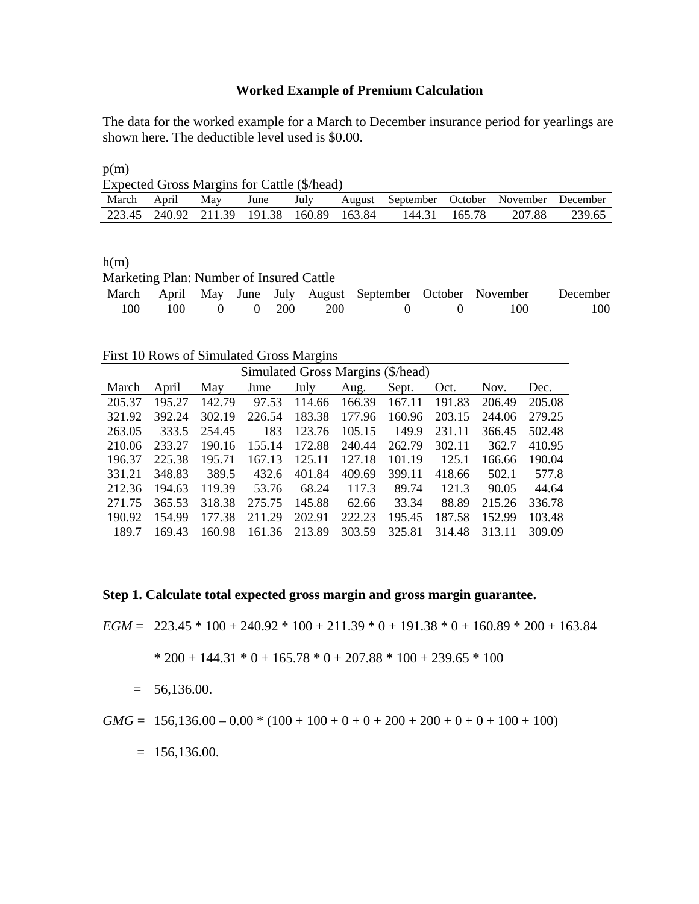**Worked Example of Premium Calculation**

The data for the worked example for a March to December insurance period for yearlings are shown here. The deductible level used is $0.00.

p(m)

Expected Gross Margins for Cattle ($/head)

| March | April | May | June | July | August | September | October | November | December |
|---|---|---|---|---|---|---|---|---|---|
| 223.45 | 240.92 | 211.39 | 191.38 | 160.89 | 163.84 | 144.31 | 165.78 | 207.88 | 239.65 |

h(m)

Marketing Plan: Number of Insured Cattle

| March | April | May | June | July | August | September | October | November | December |
|---|---|---|---|---|---|---|---|---|---|
| 100 | 100 | 0 | 0 | 200 | 200 | 0 | 0 | 100 | 100 |

First 10 Rows of Simulated Gross Margins

| Simulated Gross Margins ($/head) | | | | | | | | | |
|---|---|---|---|---|---|---|---|---|---|
| March | April | May | June | July | Aug. | Sept. | Oct. | Nov. | Dec. |
| 205.37 | 195.27 | 142.79 | 97.53 | 114.66 | 166.39 | 167.11 | 191.83 | 206.49 | 205.08 |
| 321.92 | 392.24 | 302.19 | 226.54 | 183.38 | 177.96 | 160.96 | 203.15 | 244.06 | 279.25 |
| 263.05 | 333.5 | 254.45 | 183 | 123.76 | 105.15 | 149.9 | 231.11 | 366.45 | 502.48 |
| 210.06 | 233.27 | 190.16 | 155.14 | 172.88 | 240.44 | 262.79 | 302.11 | 362.7 | 410.95 |
| 196.37 | 225.38 | 195.71 | 167.13 | 125.11 | 127.18 | 101.19 | 125.1 | 166.66 | 190.04 |
| 331.21 | 348.83 | 389.5 | 432.6 | 401.84 | 409.69 | 399.11 | 418.66 | 502.1 | 577.8 |
| 212.36 | 194.63 | 119.39 | 53.76 | 68.24 | 117.3 | 89.74 | 121.3 | 90.05 | 44.64 |
| 271.75 | 365.53 | 318.38 | 275.75 | 145.88 | 62.66 | 33.34 | 88.89 | 215.26 | 336.78 |
| 190.92 | 154.99 | 177.38 | 211.29 | 202.91 | 222.23 | 195.45 | 187.58 | 152.99 | 103.48 |
| 189.7 | 169.43 | 160.98 | 161.36 | 213.89 | 303.59 | 325.81 | 314.48 | 313.11 | 309.09 |

**Step 1. Calculate total expected gross margin and gross margin guarantee.**

$EGM$ = 223.45 * 100 + 240.92 * 100 + 211.39 * 0 + 191.38 * 0 + 160.89 * 200 + 163.84 * 200 + 144.31 * 0 + 165.78 * 0 + 207.88 * 100 + 239.65 * 100

= 56,136.00.

$GMG$ = 156,136.00 – 0.00 * (100 + 100 + 0 + 0 + 200 + 200 + 0 + 0 + 100 + 100)

= 156,136.00.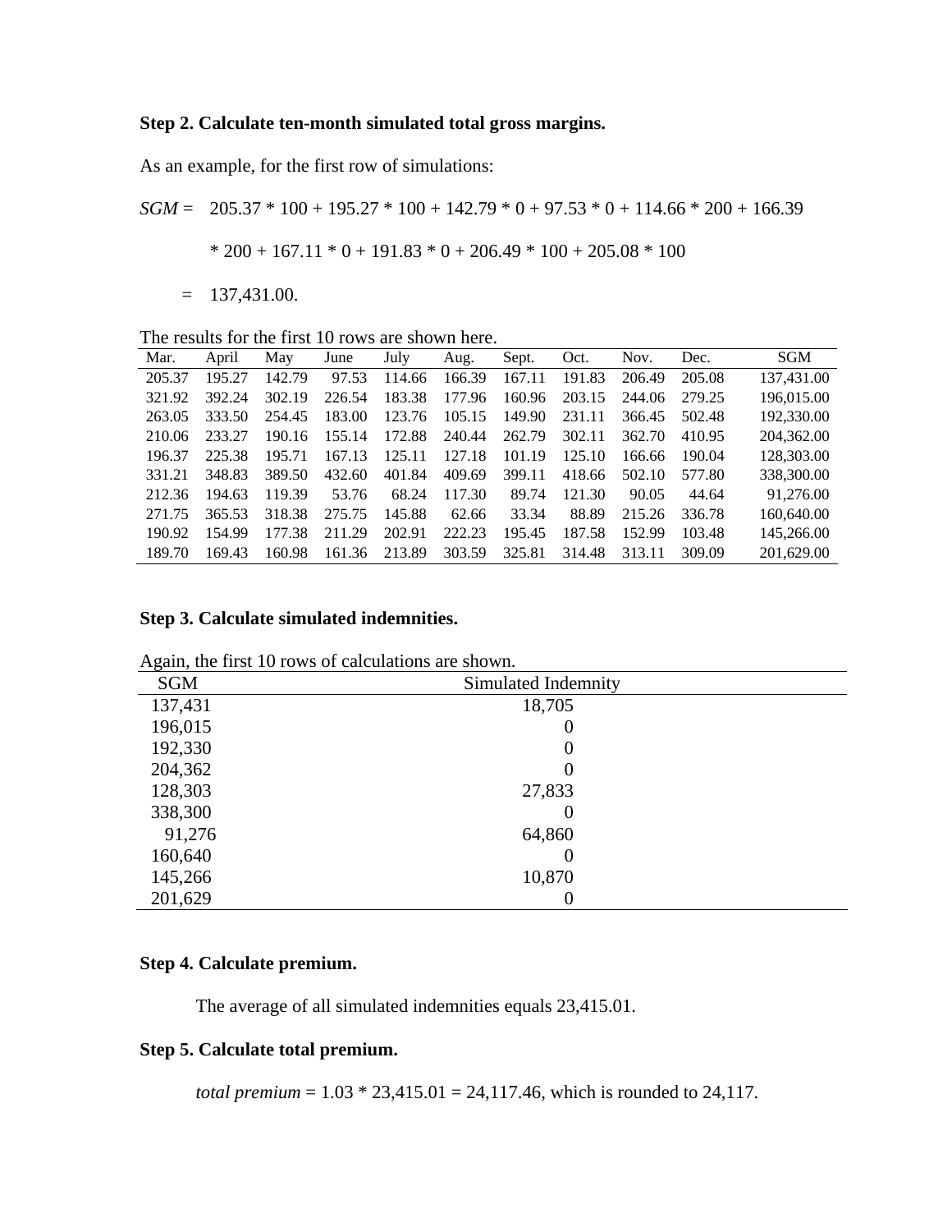**Step 2. Calculate ten-month simulated total gross margins.**

As an example, for the first row of simulations:

$$SGM = 205.37 * 100 + 195.27 * 100 + 142.79 * 0 + 97.53 * 0 + 114.66 * 200 + 166.39 * 200 + 167.11 * 0 + 191.83 * 0 + 206.49 * 100 + 205.08 * 100$$

$$= 137{,}431.00.$$

The results for the first 10 rows are shown here.

| Mar. | April | May | June | July | Aug. | Sept. | Oct. | Nov. | Dec. | SGM |
|---|---|---|---|---|---|---|---|---|---|---|
| 205.37 | 195.27 | 142.79 | 97.53 | 114.66 | 166.39 | 167.11 | 191.83 | 206.49 | 205.08 | 137,431.00 |
| 321.92 | 392.24 | 302.19 | 226.54 | 183.38 | 177.96 | 160.96 | 203.15 | 244.06 | 279.25 | 196,015.00 |
| 263.05 | 333.50 | 254.45 | 183.00 | 123.76 | 105.15 | 149.90 | 231.11 | 366.45 | 502.48 | 192,330.00 |
| 210.06 | 233.27 | 190.16 | 155.14 | 172.88 | 240.44 | 262.79 | 302.11 | 362.70 | 410.95 | 204,362.00 |
| 196.37 | 225.38 | 195.71 | 167.13 | 125.11 | 127.18 | 101.19 | 125.10 | 166.66 | 190.04 | 128,303.00 |
| 331.21 | 348.83 | 389.50 | 432.60 | 401.84 | 409.69 | 399.11 | 418.66 | 502.10 | 577.80 | 338,300.00 |
| 212.36 | 194.63 | 119.39 | 53.76 | 68.24 | 117.30 | 89.74 | 121.30 | 90.05 | 44.64 | 91,276.00 |
| 271.75 | 365.53 | 318.38 | 275.75 | 145.88 | 62.66 | 33.34 | 88.89 | 215.26 | 336.78 | 160,640.00 |
| 190.92 | 154.99 | 177.38 | 211.29 | 202.91 | 222.23 | 195.45 | 187.58 | 152.99 | 103.48 | 145,266.00 |
| 189.70 | 169.43 | 160.98 | 161.36 | 213.89 | 303.59 | 325.81 | 314.48 | 313.11 | 309.09 | 201,629.00 |

**Step 3. Calculate simulated indemnities.**

Again, the first 10 rows of calculations are shown.

| SGM | Simulated Indemnity |
|---|---|
| 137,431 | 18,705 |
| 196,015 | 0 |
| 192,330 | 0 |
| 204,362 | 0 |
| 128,303 | 27,833 |
| 338,300 | 0 |
| 91,276 | 64,860 |
| 160,640 | 0 |
| 145,266 | 10,870 |
| 201,629 | 0 |

**Step 4. Calculate premium.**

The average of all simulated indemnities equals 23,415.01.

**Step 5. Calculate total premium.**

*total premium* = 1.03 * 23,415.01 = 24,117.46, which is rounded to 24,117.